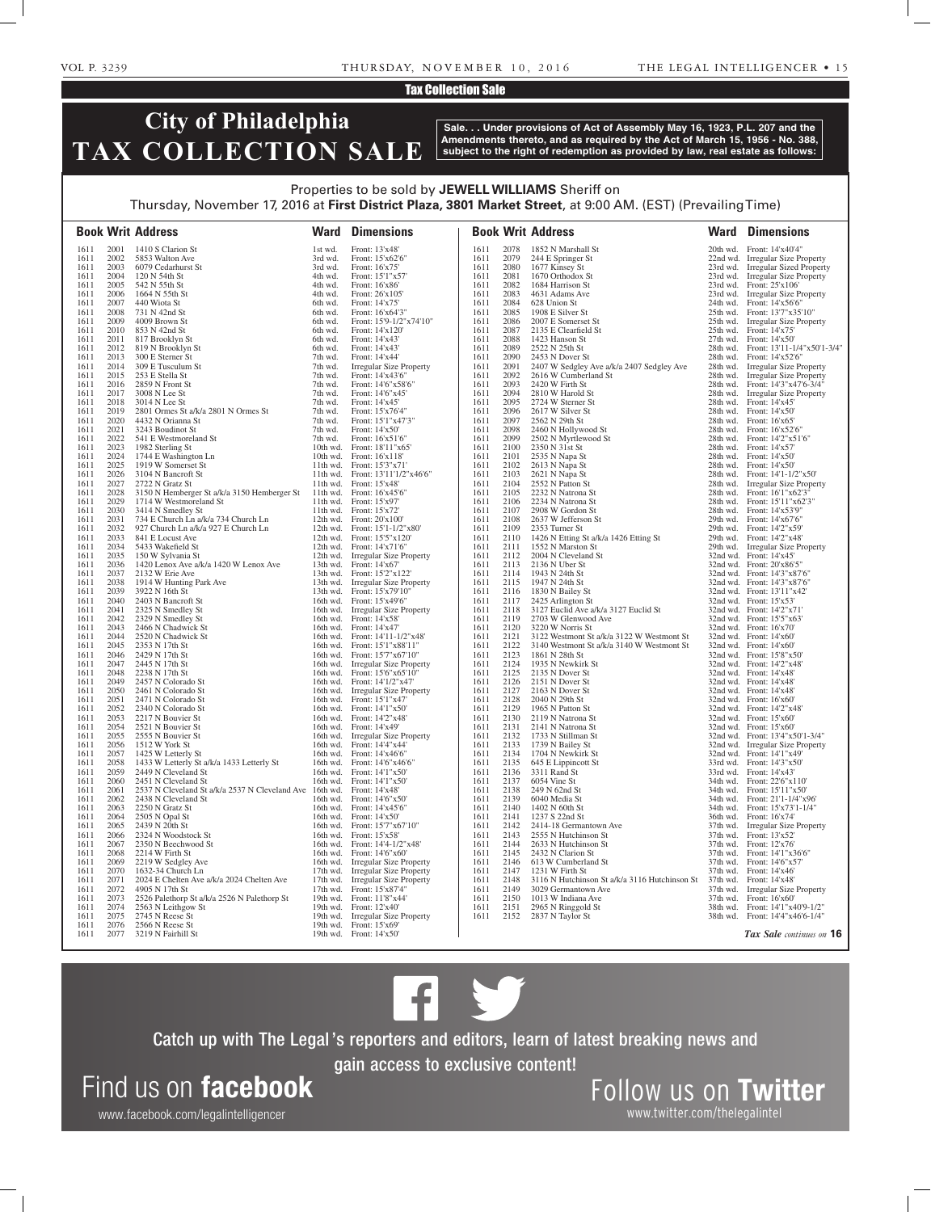Tax Collection Sale

# City of Philadelphia TAX COLLECTION SALE

**Sale. . . Under provisions of Act of Assembly May 16, 1923, P.L. 207 and the Amendments thereto, and as required by the Act of March 15, 1956 - No. 388, subject to the right of redemption as provided by law, real estate as follows:**

Properties to be sold by **JEWELL WILLIAMS** Sheriff on
Thursday, November 17, 2016 at **First District Plaza, 3801 Market Street**, at 9:00 AM. (EST) (Prevailing Time)

| Book | Writ | Address | Ward | Dimensions |
|---|---|---|---|---|
| 1611 | 2001 | 1410 S Clarion St | 1st wd. | Front: 13'x48' |
| 1611 | 2002 | 5853 Walton Ave | 3rd wd. | Front: 15'x62'6" |
| 1611 | 2003 | 6079 Cedarhurst St | 3rd wd. | Front: 16'x75' |
| 1611 | 2004 | 120 N 54th St | 4th wd. | Front: 15'1"x57' |
| 1611 | 2005 | 542 N 55th St | 4th wd. | Front: 16'x86' |
| 1611 | 2006 | 1664 N 55th St | 4th wd. | Front: 26'x105' |
| 1611 | 2007 | 440 Wiota St | 6th wd. | Front: 14'x75' |
| 1611 | 2008 | 731 N 42nd St | 6th wd. | Front: 16'x64'3" |
| 1611 | 2009 | 4009 Brown St | 6th wd. | Front: 15'9-1/2"x74'10" |
| 1611 | 2010 | 853 N 42nd St | 6th wd. | Front: 14'x120' |
| 1611 | 2011 | 817 Brooklyn St | 6th wd. | Front: 14'x43' |
| 1611 | 2012 | 819 N Brooklyn St | 6th wd. | Front: 14'x43' |
| 1611 | 2013 | 300 E Sterner St | 7th wd. | Front: 14'x44' |
| 1611 | 2014 | 309 E Tusculum St | 7th wd. | Irregular Size Property |
| 1611 | 2015 | 253 E Stella St | 7th wd. | Front: 14'x43'6" |
| 1611 | 2016 | 2859 N Front St | 7th wd. | Front: 14'6"x58'6" |
| 1611 | 2017 | 3008 N Lee St | 7th wd. | Front: 14'6"x45' |
| 1611 | 2018 | 3014 N Lee St | 7th wd. | Front: 14'x45' |
| 1611 | 2019 | 2801 Ormes St a/k/a 2801 N Ormes St | 7th wd. | Front: 15'x76'4" |
| 1611 | 2020 | 4432 N Orianna St | 7th wd. | Front: 15'1"x47'3" |
| 1611 | 2021 | 3243 Boudinot St | 7th wd. | Front: 14'x50' |
| 1611 | 2022 | 541 E Westmoreland St | 7th wd. | Front: 16'x51'6" |
| 1611 | 2023 | 1982 Sterling St | 10th wd. | Front: 18'11"x65' |
| 1611 | 2024 | 1744 E Washington Ln | 10th wd. | Front: 16'x118' |
| 1611 | 2025 | 1919 W Somerset St | 11th wd. | Front: 15'3"x71' |
| 1611 | 2026 | 3104 N Bancroft St | 11th wd. | Front: 13'11'1/2"x46'6" |
| 1611 | 2027 | 2722 N Gratz St | 11th wd. | Front: 15'x48' |
| 1611 | 2028 | 3150 N Hemberger St a/k/a 3150 Hemberger St | 11th wd. | Front: 16'x45'6" |
| 1611 | 2029 | 1714 W Westmoreland St | 11th wd. | Front: 15'x97' |
| 1611 | 2030 | 3414 N Smedley St | 11th wd. | Front: 15'x72' |
| 1611 | 2031 | 734 E Church Ln a/k/a 734 Church Ln | 12th wd. | Front: 20'x100' |
| 1611 | 2032 | 927 Church Ln a/k/a 927 E Church Ln | 12th wd. | Front: 15'1-1/2"x80' |
| 1611 | 2033 | 841 E Locust Ave | 12th wd. | Front: 15'5"x120' |
| 1611 | 2034 | 5433 Wakefield St | 12th wd. | Front: 14'x71'6" |
| 1611 | 2035 | 150 W Sylvania St | 12th wd. | Irregular Size Property |
| 1611 | 2036 | 1420 Lenox Ave a/k/a 1420 W Lenox Ave | 13th wd. | Front: 14'x67' |
| 1611 | 2037 | 2132 W Erie Ave | 13th wd. | Front: 15'2"x122' |
| 1611 | 2038 | 1914 W Hunting Park Ave | 13th wd. | Irregular Size Property |
| 1611 | 2039 | 3922 N 16th St | 13th wd. | Front: 15'x79'10" |
| 1611 | 2040 | 2403 N Bancroft St | 16th wd. | Front: 15'x49'6" |
| 1611 | 2041 | 2325 N Smedley St | 16th wd. | Irregular Size Property |
| 1611 | 2042 | 2329 N Smedley St | 16th wd. | Front: 14'x58' |
| 1611 | 2043 | 2466 N Chadwick St | 16th wd. | Front: 14'x47' |
| 1611 | 2044 | 2520 N Chadwick St | 16th wd. | Front: 14'11-1/2"x48' |
| 1611 | 2045 | 2353 N 17th St | 16th wd. | Front: 15'1"x88'11" |
| 1611 | 2046 | 2429 N 17th St | 16th wd. | Front: 15'7"x67'10" |
| 1611 | 2047 | 2445 N 17th St | 16th wd. | Irregular Size Property |
| 1611 | 2048 | 2238 N 17th St | 16th wd. | Front: 15'6"x65'10" |
| 1611 | 2049 | 2457 N Colorado St | 16th wd. | Front: 14'1/2"x47' |
| 1611 | 2050 | 2461 N Colorado St | 16th wd. | Irregular Size Property |
| 1611 | 2051 | 2471 N Colorado St | 16th wd. | Front: 15'1"x47' |
| 1611 | 2052 | 2340 N Colorado St | 16th wd. | Front: 14'1"x50' |
| 1611 | 2053 | 2217 N Bouvier St | 16th wd. | Front: 14'2"x48' |
| 1611 | 2054 | 2521 N Bouvier St | 16th wd. | Front: 14'x49' |
| 1611 | 2055 | 2555 N Bouvier St | 16th wd. | Irregular Size Property |
| 1611 | 2056 | 1512 W York St | 16th wd. | Front: 14'4"x44' |
| 1611 | 2057 | 1425 W Letterly St | 16th wd. | Front: 14'x46'6" |
| 1611 | 2058 | 1433 W Letterly St a/k/a 1433 Letterly St | 16th wd. | Front: 14'6"x46'6" |
| 1611 | 2059 | 2449 N Cleveland St | 16th wd. | Front: 14'1"x50' |
| 1611 | 2060 | 2451 N Cleveland St | 16th wd. | Front: 14'1"x50' |
| 1611 | 2061 | 2537 N Cleveland St a/k/a 2537 N Cleveland Ave | 16th wd. | Front: 14'x48' |
| 1611 | 2062 | 2438 N Cleveland St | 16th wd. | Front: 14'6"x50' |
| 1611 | 2063 | 2250 N Gratz St | 16th wd. | Front: 14'x45'6" |
| 1611 | 2064 | 2505 N Opal St | 16th wd. | Front: 14'x50' |
| 1611 | 2065 | 2439 N 20th St | 16th wd. | Front: 15'7"x67'10" |
| 1611 | 2066 | 2324 N Woodstock St | 16th wd. | Front: 15'x58' |
| 1611 | 2067 | 2350 N Beechwood St | 16th wd. | Front: 14'4-1/2"x48' |
| 1611 | 2068 | 2214 W Firth St | 16th wd. | Front: 14'6"x60' |
| 1611 | 2069 | 2219 W Sedgley Ave | 16th wd. | Irregular Size Property |
| 1611 | 2070 | 1632-34 Church Ln | 17th wd. | Irregular Size Property |
| 1611 | 2071 | 2024 E Chelten Ave a/k/a 2024 Chelten Ave | 17th wd. | Irregular Size Property |
| 1611 | 2072 | 4905 N 17th St | 17th wd. | Front: 15'x87'4" |
| 1611 | 2073 | 2526 Palethorp St a/k/a 2526 N Palethorp St | 19th wd. | Front: 11'8"x44' |
| 1611 | 2074 | 2563 N Leithgow St | 19th wd. | Front: 12'x40' |
| 1611 | 2075 | 2745 N Reese St | 19th wd. | Irregular Size Property |
| 1611 | 2076 | 2566 N Reese St | 19th wd. | Front: 15'x69' |
| 1611 | 2077 | 3219 N Fairhill St | 19th wd. | Front: 14'x50' |
| 1611 | 2078 | 1852 N Marshall St | 20th wd. | Front: 14'x40'4" |
| 1611 | 2079 | 244 E Springer St | 22nd wd. | Irregular Size Property |
| 1611 | 2080 | 1677 Kinsey St | 23rd wd. | Irregular Sized Property |
| 1611 | 2081 | 1670 Orthodox St | 23rd wd. | Irregular Size Property |
| 1611 | 2082 | 1684 Harrison St | 23rd wd. | Front: 25'x106' |
| 1611 | 2083 | 4631 Adams Ave | 23rd wd. | Irregular Size Property |
| 1611 | 2084 | 628 Union St | 24th wd. | Front: 14'x56'6" |
| 1611 | 2085 | 1908 E Silver St | 25th wd. | Front: 13'7"x35'10" |
| 1611 | 2086 | 2007 E Somerset St | 25th wd. | Irregular Size Property |
| 1611 | 2087 | 2135 E Clearfield St | 25th wd. | Front: 14'x75' |
| 1611 | 2088 | 1423 Hanson St | 27th wd. | Front: 14'x50' |
| 1611 | 2089 | 2522 N 25th St | 28th wd. | Front: 13'11-1/4"x50'1-3/4" |
| 1611 | 2090 | 2453 N Dover St | 28th wd. | Front: 14'x52'6" |
| 1611 | 2091 | 2407 W Sedgley Ave a/k/a 2407 Sedgley Ave | 28th wd. | Irregular Size Property |
| 1611 | 2092 | 2616 W Cumberland St | 28th wd. | Irregular Size Property |
| 1611 | 2093 | 2420 W Firth St | 28th wd. | Front: 14'3"x47'6-3/4" |
| 1611 | 2094 | 2810 W Harold St | 28th wd. | Irregular Size Property |
| 1611 | 2095 | 2724 W Sterner St | 28th wd. | Front: 14'x45' |
| 1611 | 2096 | 2617 W Silver St | 28th wd. | Front: 14'x50' |
| 1611 | 2097 | 2562 N 29th St | 28th wd. | Front: 16'x65' |
| 1611 | 2098 | 2460 N Hollywood St | 28th wd. | Front: 16'x52'6" |
| 1611 | 2099 | 2502 N Myrtlewood St | 28th wd. | Front: 14'2"x51'6" |
| 1611 | 2100 | 2350 N 31st St | 28th wd. | Front: 14'x57' |
| 1611 | 2101 | 2535 N Napa St | 28th wd. | Front: 14'x50' |
| 1611 | 2102 | 2613 N Napa St | 28th wd. | Front: 14'x50' |
| 1611 | 2103 | 2621 N Napa St | 28th wd. | Front: 14'1-1/2"x50' |
| 1611 | 2104 | 2552 N Patton St | 28th wd. | Irregular Size Property |
| 1611 | 2105 | 2232 N Natrona St | 28th wd. | Front: 16'1"x62'3" |
| 1611 | 2106 | 2234 N Natrona St | 28th wd. | Front: 15'11"x62'3" |
| 1611 | 2107 | 2908 W Gordon St | 28th wd. | Front: 14'x53'9" |
| 1611 | 2108 | 2637 W Jefferson St | 29th wd. | Front: 14'x67'6" |
| 1611 | 2109 | 2353 Turner St | 29th wd. | Front: 14'2"x59' |
| 1611 | 2110 | 1426 N Etting St a/k/a 1426 Etting St | 29th wd. | Front: 14'2"x48' |
| 1611 | 2111 | 1552 N Marston St | 29th wd. | Irregular Size Property |
| 1611 | 2112 | 2004 N Cleveland St | 32nd wd. | Front: 14'x45' |
| 1611 | 2113 | 2136 N Uber St | 32nd wd. | Front: 20'x86'5" |
| 1611 | 2114 | 1943 N 24th St | 32nd wd. | Front: 14'3"x87'6" |
| 1611 | 2115 | 1947 N 24th St | 32nd wd. | Front: 14'3"x87'6" |
| 1611 | 2116 | 1830 N Bailey St | 32nd wd. | Front: 13'11"x42' |
| 1611 | 2117 | 2425 Arlington St | 32nd wd. | Front: 15'x53' |
| 1611 | 2118 | 3127 Euclid Ave a/k/a 3127 Euclid St | 32nd wd. | Front: 14'2"x71' |
| 1611 | 2119 | 2703 W Glenwood Ave | 32nd wd. | Front: 15'5"x63' |
| 1611 | 2120 | 3220 W Norris St | 32nd wd. | Front: 16'x70' |
| 1611 | 2121 | 3122 Westmont St a/k/a 3122 W Westmont St | 32nd wd. | Front: 14'x60' |
| 1611 | 2122 | 3140 Westmont St a/k/a 3140 W Westmont St | 32nd wd. | Front: 14'x60' |
| 1611 | 2123 | 1861 N 28th St | 32nd wd. | Front: 15'8"x50' |
| 1611 | 2124 | 1935 N Newkirk St | 32nd wd. | Front: 14'2"x48' |
| 1611 | 2125 | 2135 N Dover St | 32nd wd. | Front: 14'x48' |
| 1611 | 2126 | 2151 N Dover St | 32nd wd. | Front: 14'x48' |
| 1611 | 2127 | 2163 N Dover St | 32nd wd. | Front: 14'x48' |
| 1611 | 2128 | 2040 N 29th St | 32nd wd. | Front: 16'x60' |
| 1611 | 2129 | 1965 N Patton St | 32nd wd. | Front: 14'2"x48' |
| 1611 | 2130 | 2119 N Natrona St | 32nd wd. | Front: 15'x60' |
| 1611 | 2131 | 2141 N Natrona St | 32nd wd. | Front: 15'x60' |
| 1611 | 2132 | 1733 N Stillman St | 32nd wd. | Front: 13'4"x50'1-3/4" |
| 1611 | 2133 | 1739 N Bailey St | 32nd wd. | Irregular Size Property |
| 1611 | 2134 | 1704 N Newkirk St | 32nd wd. | Front: 14'1"x49' |
| 1611 | 2135 | 645 E Lippincott St | 33rd wd. | Front: 14'3"x50' |
| 1611 | 2136 | 3311 Rand St | 33rd wd. | Front: 14'x43' |
| 1611 | 2137 | 6054 Vine St | 34th wd. | Front: 22'6"x110' |
| 1611 | 2138 | 249 N 62nd St | 34th wd. | Front: 15'11"x50' |
| 1611 | 2139 | 6040 Media St | 34th wd. | Front: 21'1-1/4"x96' |
| 1611 | 2140 | 1402 N 60th St | 34th wd. | Front: 15'x73'1-1/4" |
| 1611 | 2141 | 1237 S 22nd St | 36th wd. | Front: 16'x74' |
| 1611 | 2142 | 2414-18 Germantown Ave | 37th wd. | Irregular Size Property |
| 1611 | 2143 | 2555 N Hutchinson St | 37th wd. | Front: 13'x52' |
| 1611 | 2144 | 2633 N Hutchinson St | 37th wd. | Front: 12'x76' |
| 1611 | 2145 | 2432 N Clarion St | 37th wd. | Front: 14'1"x36'6" |
| 1611 | 2146 | 613 W Cumberland St | 37th wd. | Front: 14'6"x57' |
| 1611 | 2147 | 1231 W Firth St | 37th wd. | Front: 14'x46' |
| 1611 | 2148 | 3116 N Hutchinson St a/k/a 3116 Hutchinson St | 37th wd. | Front: 14'x48' |
| 1611 | 2149 | 3029 Germantown Ave | 37th wd. | Irregular Size Property |
| 1611 | 2150 | 1013 W Indiana Ave | 37th wd. | Front: 16'x60' |
| 1611 | 2151 | 2965 N Ringgold St | 38th wd. | Front: 14'1"x40'9-1/2" |
| 1611 | 2152 | 2837 N Taylor St | 38th wd. | Front: 14'4"x46'6-1/4" |

*Tax Sale continues on* **16**

Catch up with The Legal's reporters and editors, learn of latest breaking news and gain access to exclusive content!

Find us on **facebook**
www.facebook.com/legalintelligencer

Follow us on **Twitter**
www.twitter.com/thelegalintel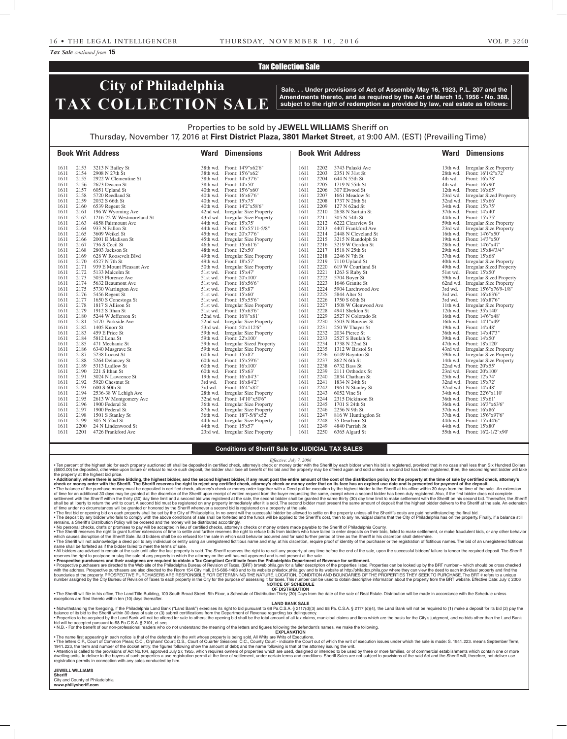*Tax Sale continued from* **15**

Tax Collection Sale

# City of Philadelphia TAX COLLECTION SALE

**Sale. . . Under provisions of Act of Assembly May 16, 1923, P.L. 207 and the Amendments thereto, and as required by the Act of March 15, 1956 - No. 388, subject to the right of redemption as provided by law, real estate as follows:**

Properties to be sold by **JEWELL WILLIAMS** Sheriff on
Thursday, November 17, 2016 at **First District Plaza, 3801 Market Street**, at 9:00 AM. (EST) (Prevailing Time)

| Book | Writ | Address | Ward | Dimensions |
|---|---|---|---|---|
| 1611 | 2153 | 3213 N Bailey St | 38th wd. | Front: 14'9"x62'6" |
| 1611 | 2154 | 2908 N 27th St | 38th wd. | Front: 15'6"x62' |
| 1611 | 2155 | 2922 W Clementine St | 38th wd. | Front: 14'x37'6" |
| 1611 | 2156 | 2673 Deacon St | 38th wd. | Front: 14'x50' |
| 1611 | 2157 | 6051 Upland St | 40th wd. | Front: 15'6"x60' |
| 1611 | 2158 | 5720 Reedland St | 40th wd. | Front: 16'x67'6" |
| 1611 | 2159 | 2032 S 66th St | 40th wd. | Front: 15'x75' |
| 1611 | 2160 | 6539 Regent St | 40th wd. | Front: 14'2"x58'6" |
| 1611 | 2161 | 196 W Wyoming Ave | 42nd wd. | Irregular Size Property |
| 1611 | 2162 | 1216-22 W Westmoreland St | 43rd wd. | Irregular Size Property |
| 1611 | 2163 | 4858 Fairmount Ave | 44th wd. | Front: 15'x75' |
| 1611 | 2164 | 933 N Fallon St | 44th wd. | Front: 15'x55'11-5/8" |
| 1611 | 2165 | 3609 Weikel St | 45th wd. | Front: 20'x77'6" |
| 1611 | 2166 | 2001 E Madison St | 45th wd. | Irregular Size Property |
| 1611 | 2167 | 736 S Cecil St | 46th wd. | Front: 15'x61'6" |
| 1611 | 2168 | 2803 Jackson St | 48th wd. | Front: 12'x50' |
| 1611 | 2169 | 628 W Roosevelt Blvd | 49th wd. | Irregular Size Property |
| 1611 | 2170 | 4527 N 7th St | 49th wd. | Front: 18'x57' |
| 1611 | 2171 | 939 E Mount Pleasant Ave | 50th wd. | Irregular Size Property |
| 1611 | 2172 | 5133 Malcolm St | 51st wd. | Front: 15'x47' |
| 1611 | 2173 | 5033 Florence Ave | 51st wd. | Front: 20'x100' |
| 1611 | 2174 | 5632 Beaumont Ave | 51st wd. | Front: 16'x56'6" |
| 1611 | 2175 | 5730 Warrington Ave | 51st wd. | Front: 15'x87' |
| 1611 | 2176 | 5456 Regent St | 51st wd. | Front: 15'x60' |
| 1611 | 2177 | 1650 S Conestoga St | 51st wd. | Front: 15'x55'6" |
| 1611 | 2178 | 1817 S Allison St | 51st wd. | Irregular Size Property |
| 1611 | 2179 | 1912 S Ithan St | 51st wd. | Front: 15'x63'6" |
| 1611 | 2180 | 5244 W Jefferson St | 52nd wd. | Front: 16'8"x81' |
| 1611 | 2181 | 5170 Parkside Ave | 52nd wd. | Irregular Size Property |
| 1611 | 2182 | 1405 Knorr St | 53rd wd. | Front: 50'x112'6" |
| 1611 | 2183 | 459 E Price St | 59th wd. | Irregular Size Property |
| 1611 | 2184 | 5812 Lena St | 59th wd. | Front: 22'x100' |
| 1611 | 2185 | 471 Mechanic St | 59th wd. | Irregular Sized Property |
| 1611 | 2186 | 6340 Musgrave St | 59th wd. | Irregular Size Property |
| 1611 | 2187 | 5238 Locust St | 60th wd. | Front: 15'x82' |
| 1611 | 2188 | 5264 Delancey St | 60th wd. | Front: 15'x59'6" |
| 1611 | 2189 | 5313 Ludlow St | 60th wd. | Front: 16'x100' |
| 1611 | 2190 | 221 S Ithan St | 60th wd. | Front: 15'x63' |
| 1611 | 2191 | 3024 N Lawrence St | 19th wd. | Front: 16'x84'3" |
| 1611 | 2192 | 5920 Chestnut St | 3rd wd. | Front: 16'x84'2" |
| 1611 | 2193 | 600 S 60th St | 3rd wd. | Front: 16'4"x82' |
| 1611 | 2194 | 2536-38 W Lehigh Ave | 28th wd. | Irregular Size Property |
| 1611 | 2195 | 2613 W Montgomery Ave | 32nd wd. | Front: 14'10"x50'6" |
| 1611 | 2196 | 1900 Federal St | 36th wd. | Irregular Size Property |
| 1611 | 2197 | 1900 Federal St | 87th wd. | Irregular Size Property |
| 1611 | 2198 | 1501 S Stanley St | 36th wd. | Front: 18'7-5/8"x52' |
| 1611 | 2199 | 305 N 52nd St | 44th wd. | Irregular Size Property |
| 1611 | 2200 | 24 N Lindenwood St | 44th wd. | Front: 15'x57' |
| 1611 | 2201 | 4726 Frankford Ave | 23rd wd. | Irregular Size Property |
| 1611 | 2202 | 3743 Pulaski Ave | 13th wd. | Irregular Size Property |
| 1611 | 2203 | 2351 N 31st St | 28th wd. | Front: 16'1/2"x72' |
| 1611 | 2204 | 644 N 55th St | 4th wd. | Front: 16'x78' |
| 1611 | 2205 | 1719 N 55th St | 4th wd. | Front: 16'x90' |
| 1611 | 2206 | 307 Elwood St | 12th wd. | Front: 16'x65' |
| 1611 | 2207 | 1661 Meadow St | 23rd wd. | Irregular Sized Property |
| 1611 | 2208 | 1737 N 26th St | 32nd wd. | Front: 15'x66' |
| 1611 | 2209 | 127 N 62nd St | 34th wd. | Front: 15'x75' |
| 1611 | 2210 | 2638 N Sartain St | 37th wd. | Front: 14'x40' |
| 1611 | 2211 | 305 N 54th St | 44th wd. | Front: 15'x75' |
| 1611 | 2212 | 6222 Clearview St | 59th wd. | Irregular Size Property |
| 1611 | 2213 | 4407 Frankford Ave | 23rd wd. | Irregular Size Property |
| 1611 | 2214 | 2448 N Cleveland St | 16th wd. | Front: 14'6"x50' |
| 1611 | 2215 | 3215 N Randolph St | 19th wd. | Front: 14'3"x50' |
| 1611 | 2216 | 3219 W Gordon St | 28th wd. | Front: 14'6"x47' |
| 1611 | 2217 | 1518 N 25th St | 29th wd. | Front: 15'x84'3/4" |
| 1611 | 2218 | 2246 N 7th St | 37th wd. | Front: 15'x68' |
| 1611 | 2219 | 7110 Upland St | 40th wd. | Irregular Size Property |
| 1611 | 2220 | 619 W Courtland St | 49th wd. | Irregular Sized Property |
| 1611 | 2221 | 1263 S Ruby St | 51st wd. | Front: 15'x50' |
| 1611 | 2222 | 5704 Boyer St | 59th wd. | Irregular Sized Property |
| 1611 | 2223 | 1646 Granite St | 62nd wd. | Irregular Size Property |
| 1611 | 2224 | 5904 Larchwood Ave | 3rd wd. | Front: 15'6"x76'9-1/8" |
| 1611 | 2225 | 5844 Alter St | 3rd wd. | Front: 16'x63'6" |
| 1611 | 2226 | 1750 S 60th St | 3rd wd. | Front: 16'x87'6" |
| 1611 | 2227 | 1508 W Glenwood Ave | 11th wd. | Irregular Size Property |
| 1611 | 2228 | 4941 Sheldon St | 12th wd. | Front: 35'x140' |
| 1611 | 2229 | 2527 N Colorado St | 16th wd. | Front: 14'6"x48' |
| 1611 | 2230 | 3503 N Bouvier St | 16th wd. | Front: 14'1"x49' |
| 1611 | 2231 | 250 W Thayer St | 19th wd. | Front: 14'x48' |
| 1611 | 2232 | 2034 Pierce St | 36th wd. | Front: 14'x47'3" |
| 1611 | 2233 | 2527 S Beulah St | 39th wd. | Front: 14'x50' |
| 1611 | 2234 | 1738 N 22nd St | 47th wd. | Front: 18'x120' |
| 1611 | 2235 | 1312 W Bristol St | 43rd wd. | Irregular Size Property |
| 1611 | 2236 | 6149 Baynton St | 59th wd. | Irregular Size Property |
| 1611 | 2237 | 862 N 6th St | 14th wd. | Irregular Size Property |
| 1611 | 2238 | 6732 Bass St | 22nd wd. | Front: 20'x55' |
| 1611 | 2239 | 2111 Orthodox St | 23rd wd. | Front: 20'x100' |
| 1611 | 2240 | 2834 Chatham St | 25th wd. | Front: 12'x74' |
| 1611 | 2241 | 1834 N 24th St | 32nd wd. | Front: 15'x72' |
| 1611 | 2242 | 1961 N Stanley St | 32nd wd. | Front: 14'x48' |
| 1611 | 2243 | 6052 Vine St | 34th wd. | Front: 22'6"x110' |
| 1611 | 2244 | 2315 Dickinson St | 36th wd. | Front: 15'x61' |
| 1611 | 2245 | 1701 S 24th St | 36th wd. | Front: 16'3"x63'6" |
| 1611 | 2246 | 2256 N 9th St | 37th wd. | Front: 16'x86' |
| 1611 | 2247 | 816 W Huntingdon St | 37th wd. | Front: 15'6"x97'6" |
| 1611 | 2248 | 35 Dearborn St | 44th wd. | Front: 15'x44'6" |
| 1611 | 2249 | 4840 Parrish St | 44th wd. | Front: 15'x80' |
| 1611 | 2250 | 6365 Algard St | 55th wd. | Front: 16'2-1/2"x90' |

## Conditions of Sheriff Sale for JUDICIAL TAX SALES

*Effective: July 7, 2006*

• Ten percent of the highest bid for each property auctioned off shall be deposited in certified check, attorney's check or money order with the Sheriff by each bidder when his bid is registered, provided that in no case shall less than Six Hundred Dollars ($600.00) be deposited, otherwise upon failure or refusal to make such deposit, the bidder shall lose all benefit of his bid and the property may be offered again and sold unless a second bid has been registered, then, the second highest bidder will take the property at the highest bid price.

• **Additionally, where there is active bidding, the highest bidder, and the second highest bidder, if any must post the entire amount of the cost of the distribution policy for the property at the time of sale by certified check, attorney's check or money order with the Sheriff. The Sheriff reserves the right to reject any certified check, attorney's check or money order that on its face has an expired use date and is presented for payment of the deposit.**

• The balance of the purchase money must be deposited in certified check, attorney's check or money order together with a Deed poll for execution by the highest bidder to the Sheriff at his office within 30 days from the time of the sale. An extension of time for an additional 30 days may be granted at the discretion of the Sheriff upon receipt of written request from the buyer requesting the same, except when a second bidder has been duly registered. Also, if the first bidder does not complete settlement with the Sheriff within the thirty (30) day time limit and a second bid was registered at the sale, the second bidder shall be granted the same thirty (30) day time limit to make settlement with the Sheriff on his second bid. Thereafter, the Sheriff shall be at liberty to return the writ to court. A second bid must be registered on any property immediately after it is sold. The second bidder must present the same amount of deposit that the highest bidder delivers to the Sheriff at the sale. An extension of time under no circumstances will be granted or honored by the Sheriff whenever a second bid is registered on a property at the sale.

• The first bid or opening bid on each property shall be set by the City of Philadelphia. In no event will the successful bidder be allowed to settle on the property unless all the Sheriff's costs are paid notwithstanding the final bid.

• The deposit by any bidder who fails to comply with the above conditions of sale shall be forfeited and the funds will be applied to the Sheriff's cost, then to any municipal claims that the City of Philadelphia has on the property. Finally, if a balance still remains, a Sheriff's Distribution Policy will be ordered and the money will be distributed accordingly.

• No personal checks, drafts or promises to pay will be accepted in lieu of certified checks, attorney's checks or money orders made payable to the Sheriff of Philadelphia County.

• The Sheriff reserves the right to grant further extensions of time to settle and further reserves the right to refuse bids from bidders who have failed to enter deposits on their bids, failed to make settlement, or make fraudulent bids, or any other behavior which causes disruption of the Sheriff Sale. Said bidders shall be so refused for the sale in which said behavior occurred and for said further period of time as the Sheriff in his discretion shall determine.

• The Sheriff will not acknowledge a deed poll to any individual or entity using an unregistered fictitious name and may, at his discretion, require proof of identity of the purchaser or the registration of fictitious names. The bid of an unregistered fictitious name shall be forfeited as if the bidder failed to meet the terms of sale.

• All bidders are advised to remain at the sale until after the last property is sold. The Sheriff reserves the right to re-sell any property at any time before the end of the sale, upon the successful bidders' failure to tender the required deposit. The Sheriff reserves the right to postpone or stay the sale of any property in which the attorney on the writ has not appeared and is not present at the sale.

• **Prospective purchasers and their assignees are required to obtain a Tax Compliant Certificate from the Philadelphia Department of Revenue for settlement.**

• Prospective purchasers are directed to the Web site of the Philadelphia Bureau of Revision of Taxes, (BRT) brtweb.phila.gov for a fuller description of the properties listed. Properties can be looked up by the BRT number – which should be cross checked with the address. Prospective purchasers are also directed to the Room 154 City Hall, 215-686-1483 and to its website philadox.phila.gov and to its website at http://philadox.phila.gov where they can view the deed to each individual property and find the boundaries of the property. PROSPECTIVE PURCHASERS ARE RESPONSIBLE FOR DETERMINING THE NATURE, LOCATION, CONDITION AND BOUNDARIES OF THE PROPERTIES THEY SEEK TO PURCHASE. The BRT # refers to a unique number assigned by the City Bureau of Revision of Taxes to each property in the City for the purpose of assessing it for taxes. This number can be used to obtain descriptive information about the property from the BRT website. Effective Date: July 7, 2006

**NOTICE OF SCHEDULE OF DISTRIBUTION**

• The Sheriff will file in his office, The Land Title Building, 100 South Broad Street, 5th Floor, a Schedule of Distribution Thirty (30) Days from the date of the sale of Real Estate. Distribution will be made in accordance with the Schedule unless exceptions are filed thereto within ten (10) days thereafter.

**LAND BANK SALE**

• Notwithstanding the foregoing, if the Philadelphia Land Bank ("Land Bank") exercises its right to bid pursuant to 68 Pa.C.S.A. § 2117(d)(3) and 68 Pa. C.S.A. § 2117 (d)(4), the Land Bank will not be required to (1) make a deposit for its bid (2) pay the balance of its bid to the Sheriff within 30 days of sale or (3) submit certifications from the Department of Revenue regarding tax delinquency.

• Properties to be acquired by the Land Bank will not be offered for sale to others; the opening bid shall be the total amount of all tax claims, municipal claims and liens which are the basis for the City's judgment, and no bids other than the Land Bank bid will be accepted pursuant to 68 Pa.C.S.A. § 2101, et seq.

• N.B. - For the benefit of our non-professional readers who do not understand the meaning of the letters and figures following the defendant's names, we make the following.

**EXPLANATION**

• The name first appearing in each notice is that of the defendant in the writ whose property is being sold. All Writs are Writs of Executions.

• The letters C.P., Court of Common Pleas; O.C., Orphans' Court; Q.S., Court of Quarter Sessions; C.C., County Court - indicate the Court out of which the writ of execution issues under which the sale is made: S. 1941. 223. means September Term, 1941. 223, the term and number of the docket entry; the figures following show the amount of debt; and the name following is that of the attorney issuing the writ.

• Attention is called to the provisions of Act No.104, approved July 27, 1955, which requires owners of properties which are used, designed or intended to be used by three or more families, or of commercial establishments which contain one or more dwelling units, to deliver to the buyers of such properties a use registration permit at the time of settlement, under certain terms and conditions. Sheriff Sales are not subject to provisions of the said Act and the Sheriff will, therefore, not deliver use registration permits in connection with any sales conducted by him.

**JEWELL WILLIAMS**
**Sheriff**
City and County of Philadelphia
**www.phillysheriff.com**